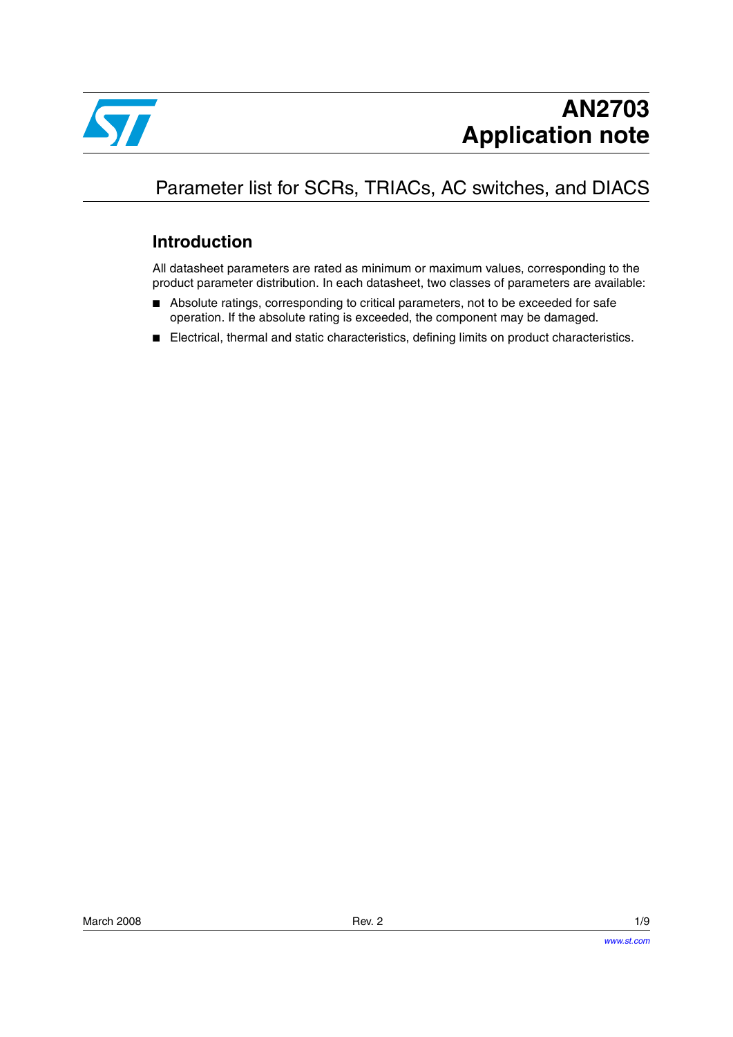# AN2703
# Application note

## Parameter list for SCRs, TRIACs, AC switches, and DIACS

### Introduction

All datasheet parameters are rated as minimum or maximum values, corresponding to the product parameter distribution. In each datasheet, two classes of parameters are available:

- Absolute ratings, corresponding to critical parameters, not to be exceeded for safe operation. If the absolute rating is exceeded, the component may be damaged.
- Electrical, thermal and static characteristics, defining limits on product characteristics.

March 2008 Rev. 2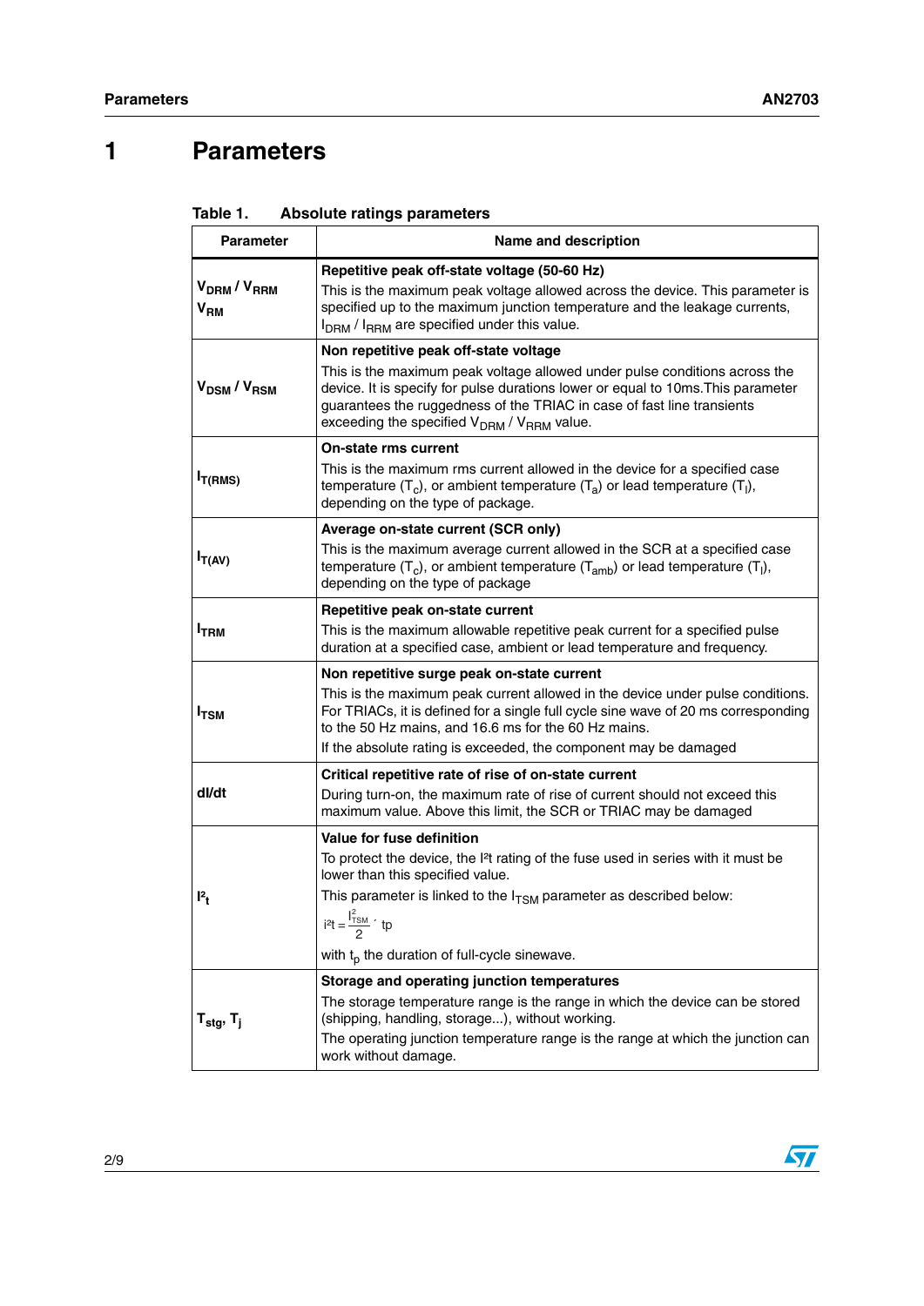# 1 Parameters

**Table 1. Absolute ratings parameters**

| Parameter | Name and description |
|---|---|
| $V_{DRM}$ / $V_{RRM}$ $V_{RM}$ | **Repetitive peak off-state voltage (50-60 Hz)** This is the maximum peak voltage allowed across the device. This parameter is specified up to the maximum junction temperature and the leakage currents, $I_{DRM}$ / $I_{RRM}$ are specified under this value. |
| $V_{DSM}$ / $V_{RSM}$ | **Non repetitive peak off-state voltage** This is the maximum peak voltage allowed under pulse conditions across the device. It is specify for pulse durations lower or equal to 10ms.This parameter guarantees the ruggedness of the TRIAC in case of fast line transients exceeding the specified $V_{DRM}$ / $V_{RRM}$ value. |
| $I_{T(RMS)}$ | **On-state rms current** This is the maximum rms current allowed in the device for a specified case temperature ($T_c$), or ambient temperature ($T_a$) or lead temperature ($T_l$), depending on the type of package. |
| $I_{T(AV)}$ | **Average on-state current (SCR only)** This is the maximum average current allowed in the SCR at a specified case temperature ($T_c$), or ambient temperature ($T_{amb}$) or lead temperature ($T_l$), depending on the type of package |
| $I_{TRM}$ | **Repetitive peak on-state current** This is the maximum allowable repetitive peak current for a specified pulse duration at a specified case, ambient or lead temperature and frequency. |
| $I_{TSM}$ | **Non repetitive surge peak on-state current** This is the maximum peak current allowed in the device under pulse conditions. For TRIACs, it is defined for a single full cycle sine wave of 20 ms corresponding to the 50 Hz mains, and 16.6 ms for the 60 Hz mains. If the absolute rating is exceeded, the component may be damaged |
| dI/dt | **Critical repetitive rate of rise of on-state current** During turn-on, the maximum rate of rise of current should not exceed this maximum value. Above this limit, the SCR or TRIAC may be damaged |
| $I^2t$ | **Value for fuse definition** To protect the device, the I²t rating of the fuse used in series with it must be lower than this specified value. This parameter is linked to the $I_{TSM}$ parameter as described below: $i^2t = \frac{I_{TSM}^2}{2} \cdot tp$ with $t_p$ the duration of full-cycle sinewave. |
| $T_{stg}$, $T_j$ | **Storage and operating junction temperatures** The storage temperature range is the range in which the device can be stored (shipping, handling, storage...), without working. The operating junction temperature range is the range at which the junction can work without damage. |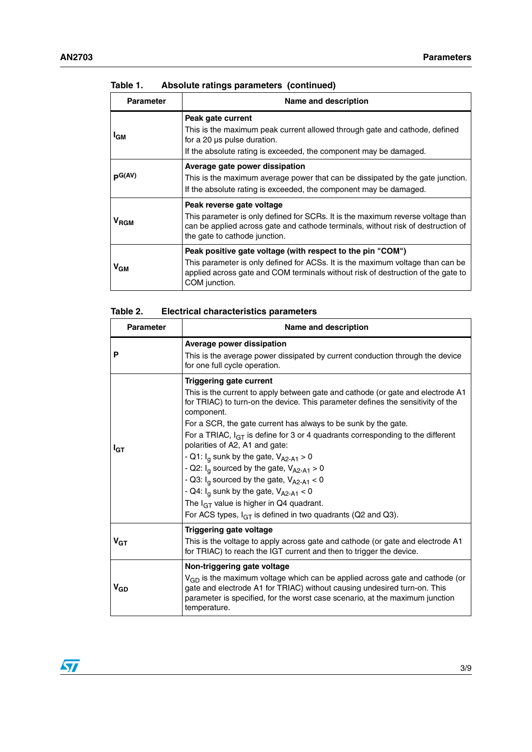Table 1. Absolute ratings parameters (continued)

| Parameter | Name and description |
|---|---|
| $I_{GM}$ | **Peak gate current**<br>This is the maximum peak current allowed through gate and cathode, defined for a 20 µs pulse duration.<br>If the absolute rating is exceeded, the component may be damaged. |
| $P^{G(AV)}$ | **Average gate power dissipation**<br>This is the maximum average power that can be dissipated by the gate junction.<br>If the absolute rating is exceeded, the component may be damaged. |
| $V_{RGM}$ | **Peak reverse gate voltage**<br>This parameter is only defined for SCRs. It is the maximum reverse voltage than can be applied across gate and cathode terminals, without risk of destruction of the gate to cathode junction. |
| $V_{GM}$ | **Peak positive gate voltage (with respect to the pin "COM")**<br>This parameter is only defined for ACSs. It is the maximum voltage than can be applied across gate and COM terminals without risk of destruction of the gate to COM junction. |

Table 2. Electrical characteristics parameters

| Parameter | Name and description |
|---|---|
| P | **Average power dissipation**<br>This is the average power dissipated by current conduction through the device for one full cycle operation. |
| $I_{GT}$ | **Triggering gate current**<br>This is the current to apply between gate and cathode (or gate and electrode A1 for TRIAC) to turn-on the device. This parameter defines the sensitivity of the component.<br>For a SCR, the gate current has always to be sunk by the gate.<br>For a TRIAC, $I_{GT}$ is define for 3 or 4 quadrants corresponding to the different polarities of A2, A1 and gate:<br>- Q1: $I_g$ sunk by the gate, $V_{A2\text{-}A1} > 0$<br>- Q2: $I_g$ sourced by the gate, $V_{A2\text{-}A1} > 0$<br>- Q3: $I_g$ sourced by the gate, $V_{A2\text{-}A1} < 0$<br>- Q4: $I_g$ sunk by the gate, $V_{A2\text{-}A1} < 0$<br>The $I_{GT}$ value is higher in Q4 quadrant.<br>For ACS types, $I_{GT}$ is defined in two quadrants (Q2 and Q3). |
| $V_{GT}$ | **Triggering gate voltage**<br>This is the voltage to apply across gate and cathode (or gate and electrode A1 for TRIAC) to reach the IGT current and then to trigger the device. |
| $V_{GD}$ | **Non-triggering gate voltage**<br>$V_{GD}$ is the maximum voltage which can be applied across gate and cathode (or gate and electrode A1 for TRIAC) without causing undesired turn-on. This parameter is specified, for the worst case scenario, at the maximum junction temperature. |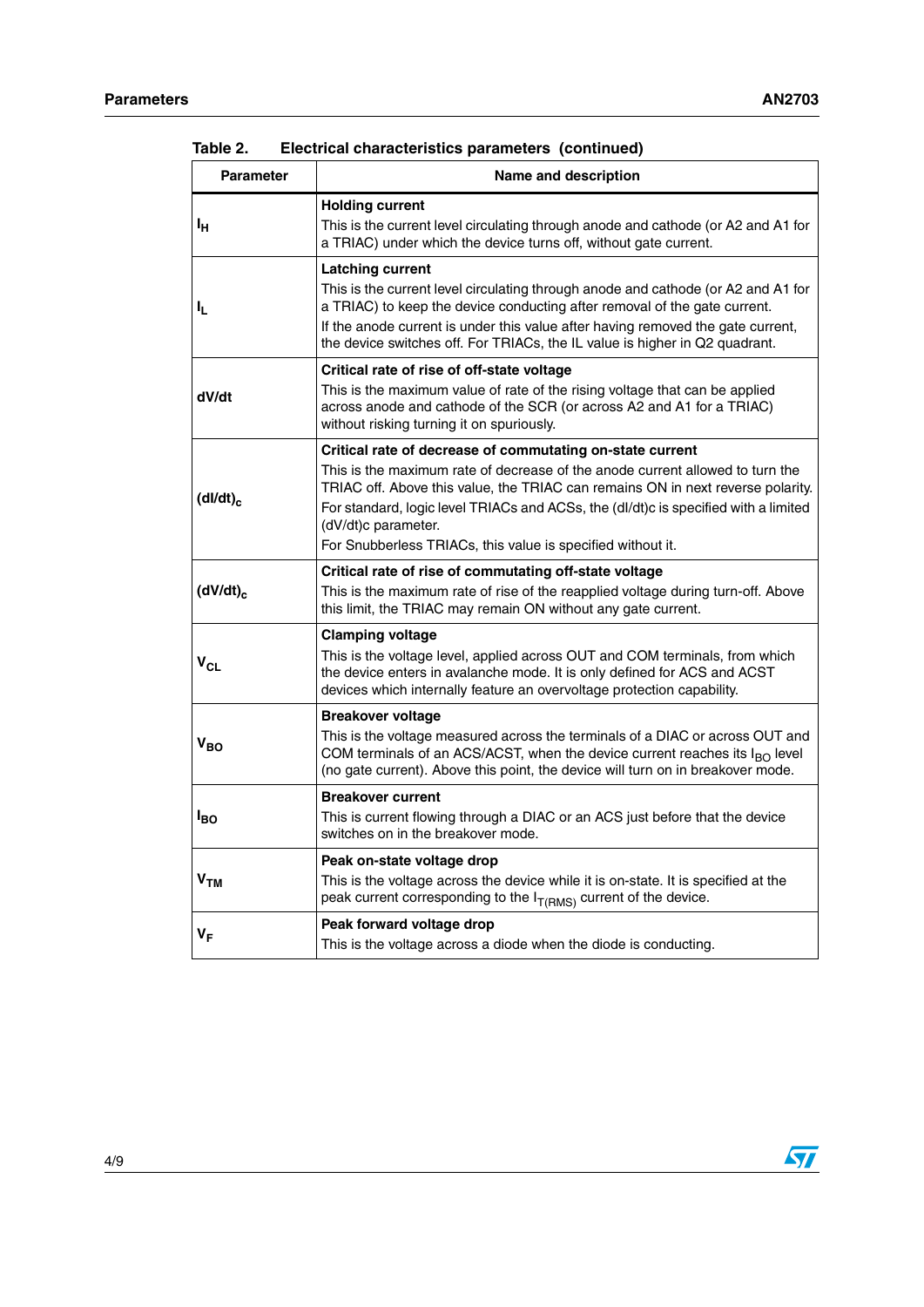Table 2. Electrical characteristics parameters (continued)

| Parameter | Name and description |
|---|---|
| $I_H$ | **Holding current**<br>This is the current level circulating through anode and cathode (or A2 and A1 for a TRIAC) under which the device turns off, without gate current. |
| $I_L$ | **Latching current**<br>This is the current level circulating through anode and cathode (or A2 and A1 for a TRIAC) to keep the device conducting after removal of the gate current.<br>If the anode current is under this value after having removed the gate current, the device switches off. For TRIACs, the IL value is higher in Q2 quadrant. |
| dV/dt | **Critical rate of rise of off-state voltage**<br>This is the maximum value of rate of the rising voltage that can be applied across anode and cathode of the SCR (or across A2 and A1 for a TRIAC) without risking turning it on spuriously. |
| $(dI/dt)_c$ | **Critical rate of decrease of commutating on-state current**<br>This is the maximum rate of decrease of the anode current allowed to turn the TRIAC off. Above this value, the TRIAC can remains ON in next reverse polarity.<br>For standard, logic level TRIACs and ACSs, the (dI/dt)c is specified with a limited (dV/dt)c parameter.<br>For Snubberless TRIACs, this value is specified without it. |
| $(dV/dt)_c$ | **Critical rate of rise of commutating off-state voltage**<br>This is the maximum rate of rise of the reapplied voltage during turn-off. Above this limit, the TRIAC may remain ON without any gate current. |
| $V_{CL}$ | **Clamping voltage**<br>This is the voltage level, applied across OUT and COM terminals, from which the device enters in avalanche mode. It is only defined for ACS and ACST devices which internally feature an overvoltage protection capability. |
| $V_{BO}$ | **Breakover voltage**<br>This is the voltage measured across the terminals of a DIAC or across OUT and COM terminals of an ACS/ACST, when the device current reaches its $I_{BO}$ level (no gate current). Above this point, the device will turn on in breakover mode. |
| $I_{BO}$ | **Breakover current**<br>This is current flowing through a DIAC or an ACS just before that the device switches on in the breakover mode. |
| $V_{TM}$ | **Peak on-state voltage drop**<br>This is the voltage across the device while it is on-state. It is specified at the peak current corresponding to the $I_{T(RMS)}$ current of the device. |
| $V_F$ | **Peak forward voltage drop**<br>This is the voltage across a diode when the diode is conducting. |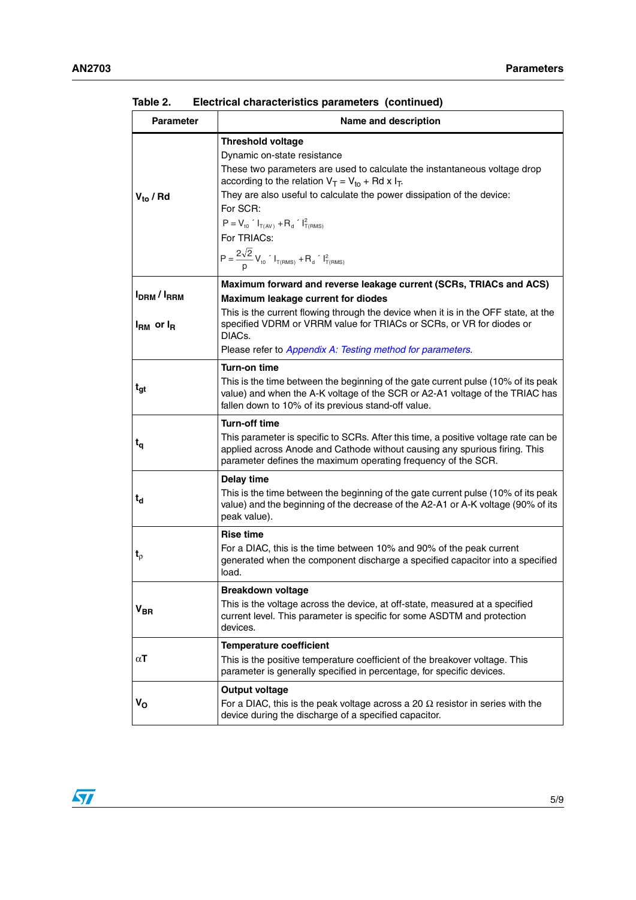Table 2. Electrical characteristics parameters (continued)

| Parameter | Name and description |
|---|---|
| $V_{to}$ / Rd | **Threshold voltage**<br>Dynamic on-state resistance<br>These two parameters are used to calculate the instantaneous voltage drop according to the relation $V_T = V_{to} + Rd \times I_T$.<br>They are also useful to calculate the power dissipation of the device:<br>For SCR:<br>$P = V_{t0} \times I_{T(AV)} + R_d \times I^2_{T(RMS)}$<br>For TRIACs:<br>$P = \frac{2\sqrt{2}}{\pi} V_{t0} \times I_{T(RMS)} + R_d \times I^2_{T(RMS)}$ |
| $I_{DRM}$ / $I_{RRM}$<br><br>$I_{RM}$ or $I_R$ | **Maximum forward and reverse leakage current (SCRs, TRIACs and ACS)**<br>**Maximum leakage current for diodes**<br>This is the current flowing through the device when it is in the OFF state, at the specified VDRM or VRRM value for TRIACs or SCRs, or VR for diodes or DIACs.<br>Please refer to *Appendix A: Testing method for parameters*. |
| $t_{gt}$ | **Turn-on time**<br>This is the time between the beginning of the gate current pulse (10% of its peak value) and when the A-K voltage of the SCR or A2-A1 voltage of the TRIAC has fallen down to 10% of its previous stand-off value. |
| $t_q$ | **Turn-off time**<br>This parameter is specific to SCRs. After this time, a positive voltage rate can be applied across Anode and Cathode without causing any spurious firing. This parameter defines the maximum operating frequency of the SCR. |
| $t_d$ | **Delay time**<br>This is the time between the beginning of the gate current pulse (10% of its peak value) and the beginning of the decrease of the A2-A1 or A-K voltage (90% of its peak value). |
| $t_\rho$ | **Rise time**<br>For a DIAC, this is the time between 10% and 90% of the peak current generated when the component discharge a specified capacitor into a specified load. |
| $V_{BR}$ | **Breakdown voltage**<br>This is the voltage across the device, at off-state, measured at a specified current level. This parameter is specific for some ASDTM and protection devices. |
| $\alpha T$ | **Temperature coefficient**<br>This is the positive temperature coefficient of the breakover voltage. This parameter is generally specified in percentage, for specific devices. |
| $V_O$ | **Output voltage**<br>For a DIAC, this is the peak voltage across a 20 Ω resistor in series with the device during the discharge of a specified capacitor. |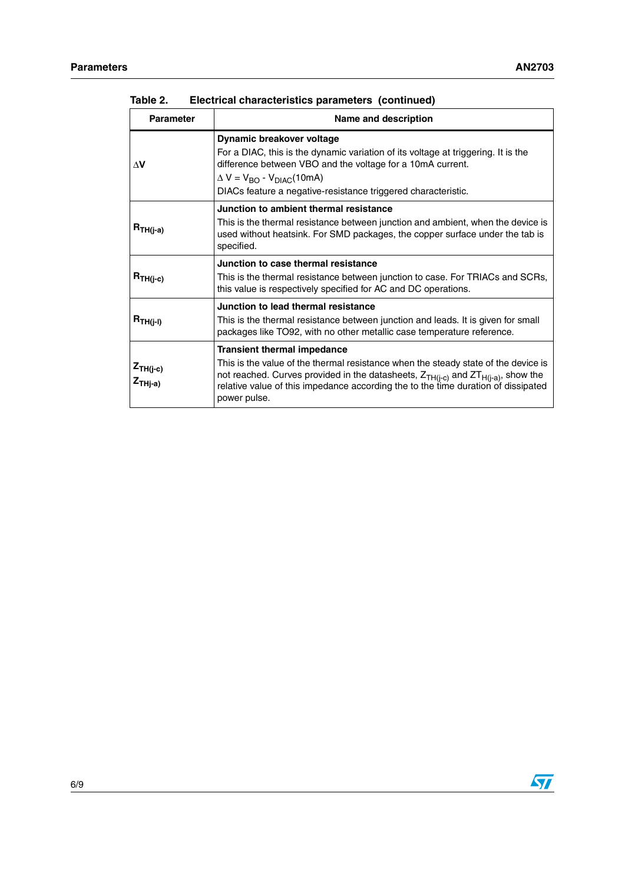Table 2. Electrical characteristics parameters (continued)

| Parameter | Name and description |
|---|---|
| $\Delta V$ | **Dynamic breakover voltage**<br>For a DIAC, this is the dynamic variation of its voltage at triggering. It is the difference between VBO and the voltage for a 10mA current.<br>$\Delta V = V_{BO} - V_{DIAC}(10mA)$<br>DIACs feature a negative-resistance triggered characteristic. |
| $R_{TH(j-a)}$ | **Junction to ambient thermal resistance**<br>This is the thermal resistance between junction and ambient, when the device is used without heatsink. For SMD packages, the copper surface under the tab is specified. |
| $R_{TH(j-c)}$ | **Junction to case thermal resistance**<br>This is the thermal resistance between junction to case. For TRIACs and SCRs, this value is respectively specified for AC and DC operations. |
| $R_{TH(j-l)}$ | **Junction to lead thermal resistance**<br>This is the thermal resistance between junction and leads. It is given for small packages like TO92, with no other metallic case temperature reference. |
| $Z_{TH(j-c)}$<br>$Z_{THj-a)}$ | **Transient thermal impedance**<br>This is the value of the thermal resistance when the steady state of the device is not reached. Curves provided in the datasheets, $Z_{TH(j-c)}$ and $ZT_{H(j-a)}$, show the relative value of this impedance according the to the time duration of dissipated power pulse. |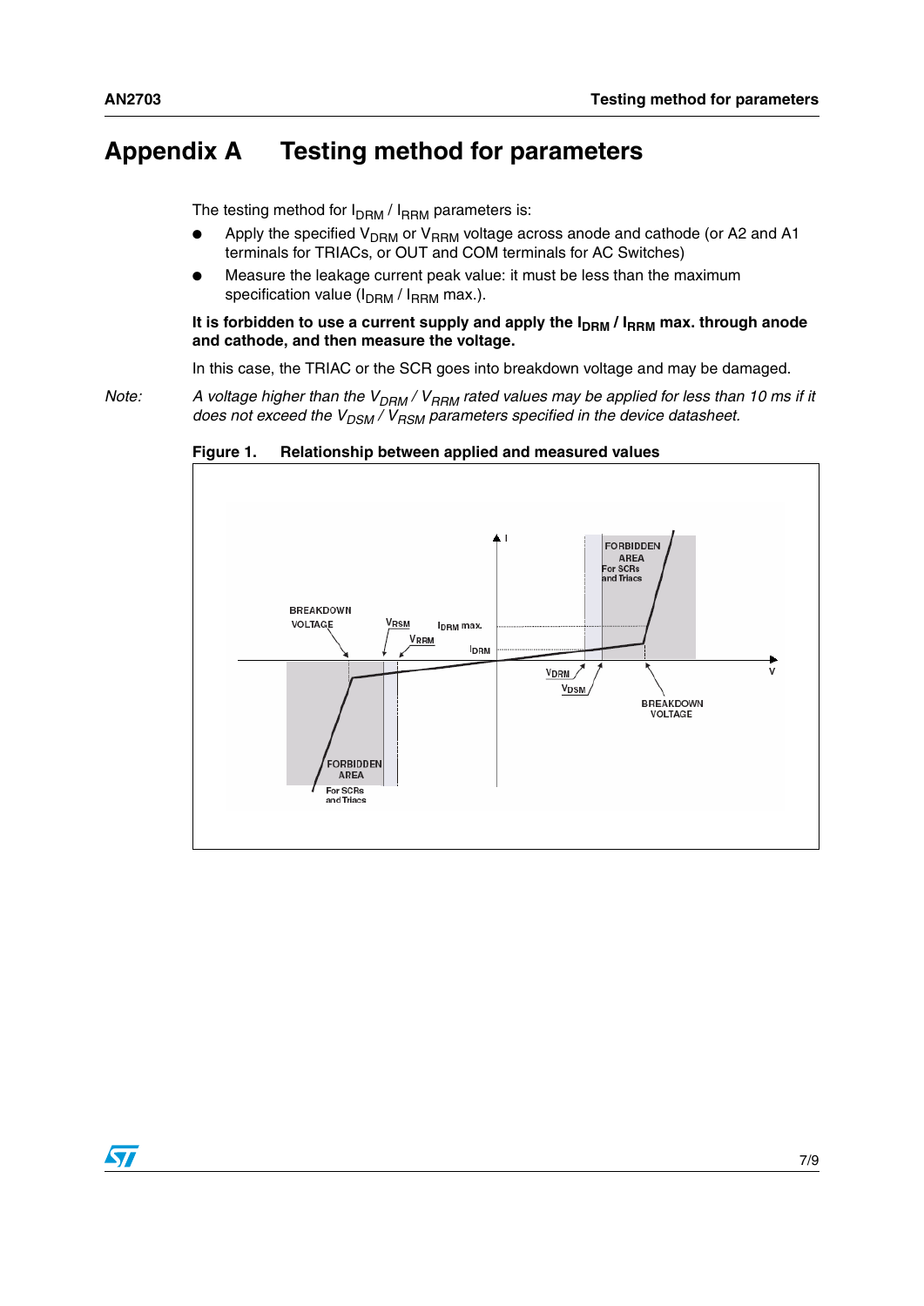# Appendix A Testing method for parameters

The testing method for $I_{DRM}$ / $I_{RRM}$ parameters is:

- Apply the specified $V_{DRM}$ or $V_{RRM}$ voltage across anode and cathode (or A2 and A1 terminals for TRIACs, or OUT and COM terminals for AC Switches)
- Measure the leakage current peak value: it must be less than the maximum specification value ($I_{DRM}$ / $I_{RRM}$ max.).

**It is forbidden to use a current supply and apply the $I_{DRM}$ / $I_{RRM}$ max. through anode and cathode, and then measure the voltage.**

In this case, the TRIAC or the SCR goes into breakdown voltage and may be damaged.

*Note: A voltage higher than the $V_{DRM}$ / $V_{RRM}$ rated values may be applied for less than 10 ms if it does not exceed the $V_{DSM}$ / $V_{RSM}$ parameters specified in the device datasheet.*

**Figure 1. Relationship between applied and measured values**

BREAKDOWN VOLTAGE, $V_{RSM}$, $V_{RRM}$, $I_{DRM}$ max., $I_{DRM}$, I, FORBIDDEN AREA For SCRs and Triacs, $V_{DRM}$, $V_{DSM}$, BREAKDOWN VOLTAGE, V, FORBIDDEN AREA For SCRs and Triacs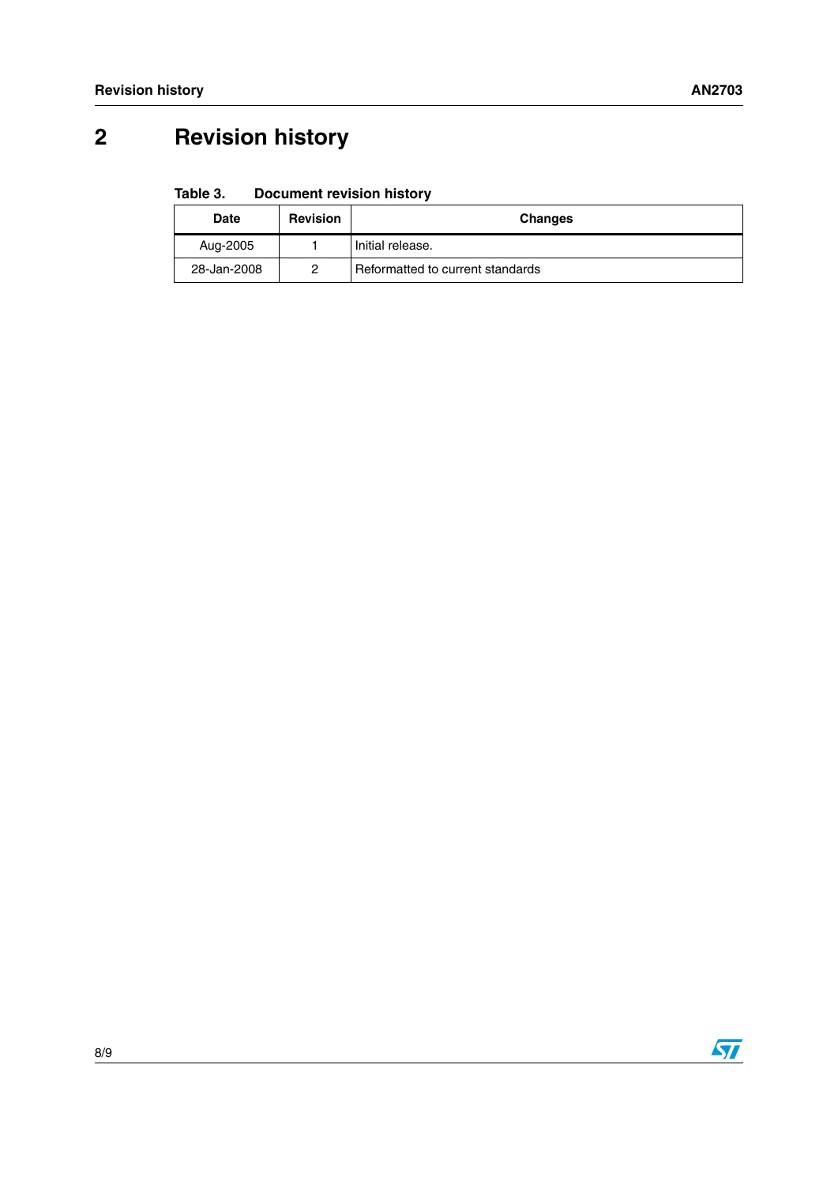# 2 Revision history

Table 3. Document revision history

| Date | Revision | Changes |
|---|---|---|
| Aug-2005 | 1 | Initial release. |
| 28-Jan-2008 | 2 | Reformatted to current standards |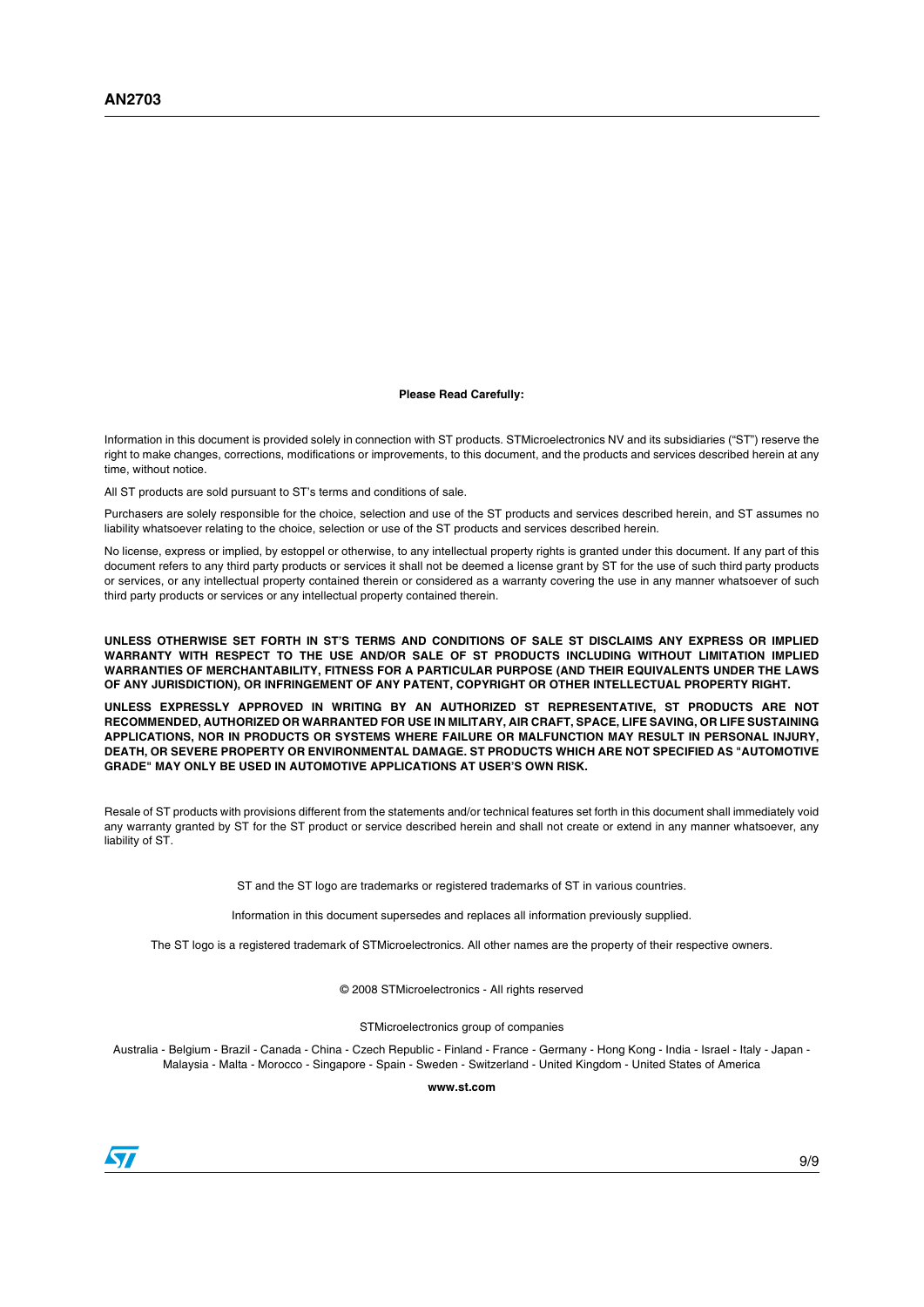**Please Read Carefully:**

Information in this document is provided solely in connection with ST products. STMicroelectronics NV and its subsidiaries ("ST") reserve the right to make changes, corrections, modifications or improvements, to this document, and the products and services described herein at any time, without notice.

All ST products are sold pursuant to ST's terms and conditions of sale.

Purchasers are solely responsible for the choice, selection and use of the ST products and services described herein, and ST assumes no liability whatsoever relating to the choice, selection or use of the ST products and services described herein.

No license, express or implied, by estoppel or otherwise, to any intellectual property rights is granted under this document. If any part of this document refers to any third party products or services it shall not be deemed a license grant by ST for the use of such third party products or services, or any intellectual property contained therein or considered as a warranty covering the use in any manner whatsoever of such third party products or services or any intellectual property contained therein.

**UNLESS OTHERWISE SET FORTH IN ST'S TERMS AND CONDITIONS OF SALE ST DISCLAIMS ANY EXPRESS OR IMPLIED WARRANTY WITH RESPECT TO THE USE AND/OR SALE OF ST PRODUCTS INCLUDING WITHOUT LIMITATION IMPLIED WARRANTIES OF MERCHANTABILITY, FITNESS FOR A PARTICULAR PURPOSE (AND THEIR EQUIVALENTS UNDER THE LAWS OF ANY JURISDICTION), OR INFRINGEMENT OF ANY PATENT, COPYRIGHT OR OTHER INTELLECTUAL PROPERTY RIGHT.**

**UNLESS EXPRESSLY APPROVED IN WRITING BY AN AUTHORIZED ST REPRESENTATIVE, ST PRODUCTS ARE NOT RECOMMENDED, AUTHORIZED OR WARRANTED FOR USE IN MILITARY, AIR CRAFT, SPACE, LIFE SAVING, OR LIFE SUSTAINING APPLICATIONS, NOR IN PRODUCTS OR SYSTEMS WHERE FAILURE OR MALFUNCTION MAY RESULT IN PERSONAL INJURY, DEATH, OR SEVERE PROPERTY OR ENVIRONMENTAL DAMAGE. ST PRODUCTS WHICH ARE NOT SPECIFIED AS "AUTOMOTIVE GRADE" MAY ONLY BE USED IN AUTOMOTIVE APPLICATIONS AT USER'S OWN RISK.**

Resale of ST products with provisions different from the statements and/or technical features set forth in this document shall immediately void any warranty granted by ST for the ST product or service described herein and shall not create or extend in any manner whatsoever, any liability of ST.

ST and the ST logo are trademarks or registered trademarks of ST in various countries.

Information in this document supersedes and replaces all information previously supplied.

The ST logo is a registered trademark of STMicroelectronics. All other names are the property of their respective owners.

© 2008 STMicroelectronics - All rights reserved

STMicroelectronics group of companies

Australia - Belgium - Brazil - Canada - China - Czech Republic - Finland - France - Germany - Hong Kong - India - Israel - Italy - Japan - Malaysia - Malta - Morocco - Singapore - Spain - Sweden - Switzerland - United Kingdom - United States of America

**www.st.com**